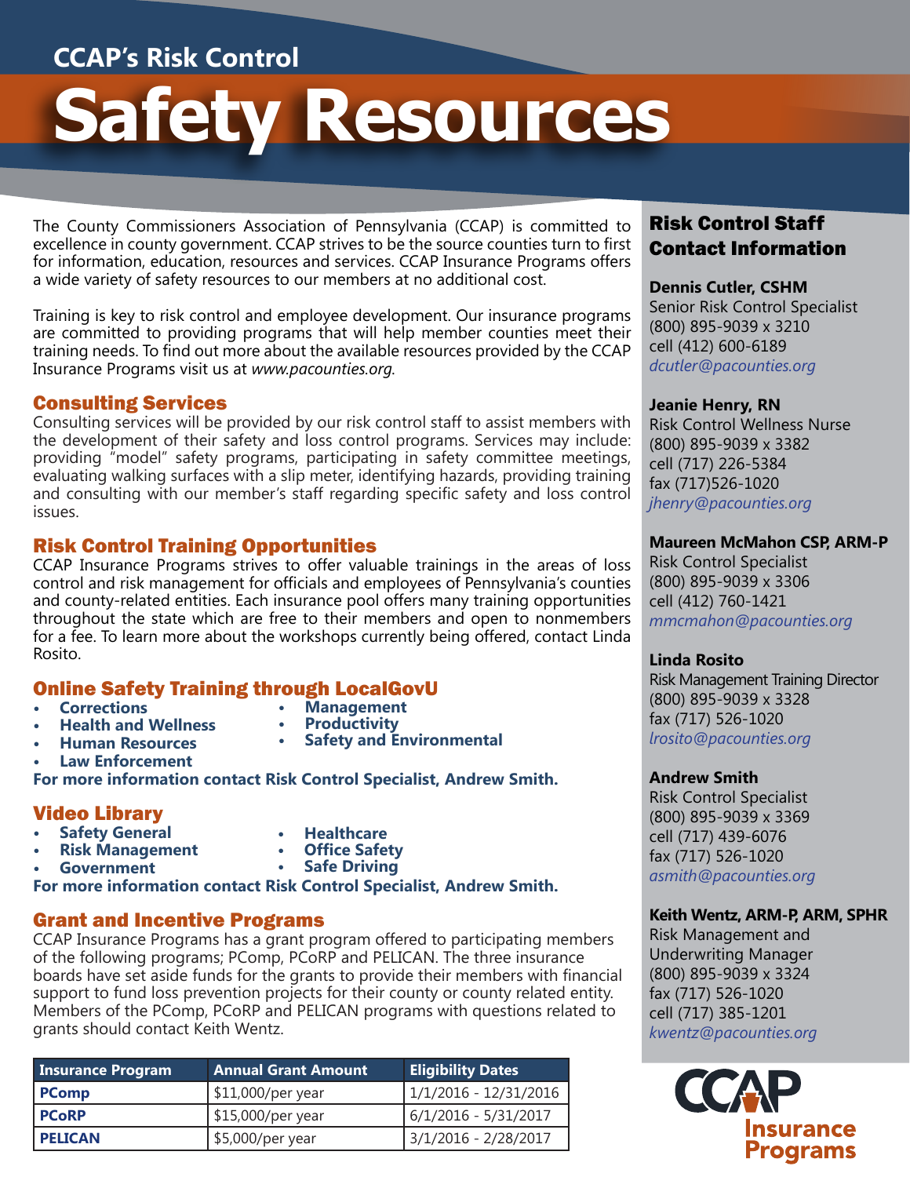## CCAP's Risk Control

# Safety Resources

The County Commissioners Association of Pennsylvania (CCAP) is committed to excellence in county government. CCAP strives to be the source counties turn to first for information, education, resources and services. CCAP Insurance Programs offers a wide variety of safety resources to our members at no additional cost.

Training is key to risk control and employee development. Our insurance programs are committed to providing programs that will help member counties meet their training needs. To find out more about the available resources provided by the CCAP Insurance Programs visit us at *www.pacounties.org.*

## Consulting Services

Consulting services will be provided by our risk control staff to assist members with the development of their safety and loss control programs. Services may include: providing "model" safety programs, participating in safety committee meetings, evaluating walking surfaces with a slip meter, identifying hazards, providing training and consulting with our member's staff regarding specific safety and loss control issues.

## Risk Control Training Opportunities

CCAP Insurance Programs strives to offer valuable trainings in the areas of loss control and risk management for officials and employees of Pennsylvania's counties and county-related entities. Each insurance pool offers many training opportunities throughout the state which are free to their members and open to nonmembers for a fee. To learn more about the workshops currently being offered, contact Linda Rosito.

## Online Safety Training through LocalGovU

- **Corrections**
- **Health and Wellness**
- **Human Resources**
- **Law Enforcement**
- **Management**
- **Productivity**
- **Safety and Environmental**

**For more information contact Risk Control Specialist, Andrew Smith.**

## Video Library

- **Safety General**
- **Risk Management**
- **Government**
- **Healthcare**
- **Office Safety**
- **Safe Driving**

**For more information contact Risk Control Specialist, Andrew Smith.**

## Grant and Incentive Programs

CCAP Insurance Programs has a grant program offered to participating members of the following programs; PComp, PCoRP and PELICAN. The three insurance boards have set aside funds for the grants to provide their members with financial support to fund loss prevention projects for their county or county related entity. Members of the PComp, PCoRP and PELICAN programs with questions related to grants should contact Keith Wentz.

| Insurance Program | Annual Grant Amount | Eligibility Dates |
|---|---|---|
| **PComp** | $11,000/per year | 1/1/2016 - 12/31/2016 |
| **PCoRP** | $15,000/per year | 6/1/2016 - 5/31/2017 |
| **PELICAN** | $5,000/per year | 3/1/2016 - 2/28/2017 |

## Risk Control Staff Contact Information

**Dennis Cutler, CSHM**
Senior Risk Control Specialist
(800) 895-9039 x 3210
cell (412) 600-6189
*dcutler@pacounties.org*

**Jeanie Henry, RN**
Risk Control Wellness Nurse
(800) 895-9039 x 3382
cell (717) 226-5384
fax (717)526-1020
*jhenry@pacounties.org*

**Maureen McMahon CSP, ARM-P**
Risk Control Specialist
(800) 895-9039 x 3306
cell (412) 760-1421
*mmcmahon@pacounties.org*

**Linda Rosito**
Risk Management Training Director
(800) 895-9039 x 3328
fax (717) 526-1020
*lrosito@pacounties.org*

**Andrew Smith**
Risk Control Specialist
(800) 895-9039 x 3369
cell (717) 439-6076
fax (717) 526-1020
*asmith@pacounties.org*

**Keith Wentz, ARM-P, ARM, SPHR**
Risk Management and Underwriting Manager
(800) 895-9039 x 3324
fax (717) 526-1020
cell (717) 385-1201
*kwentz@pacounties.org*

CCAP Insurance Programs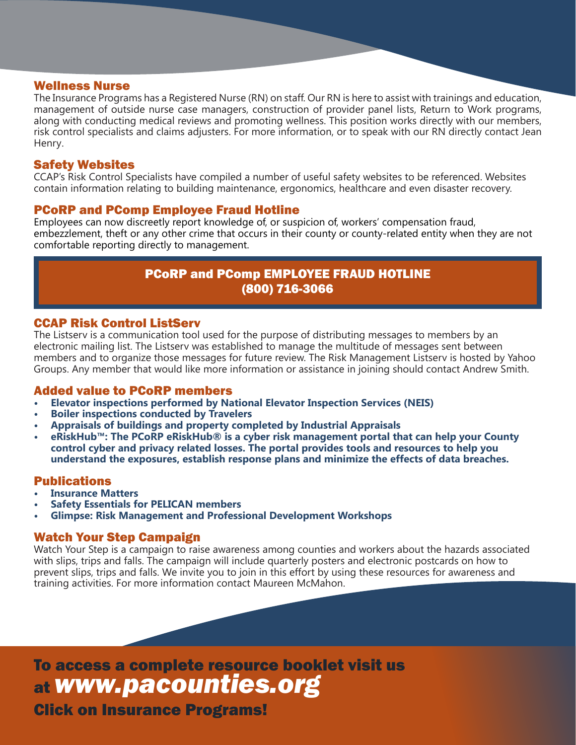## Wellness Nurse

The Insurance Programs has a Registered Nurse (RN) on staff. Our RN is here to assist with trainings and education, management of outside nurse case managers, construction of provider panel lists, Return to Work programs, along with conducting medical reviews and promoting wellness. This position works directly with our members, risk control specialists and claims adjusters. For more information, or to speak with our RN directly contact Jean Henry.

## Safety Websites

CCAP's Risk Control Specialists have compiled a number of useful safety websites to be referenced. Websites contain information relating to building maintenance, ergonomics, healthcare and even disaster recovery.

## PCoRP and PComp Employee Fraud Hotline

Employees can now discreetly report knowledge of, or suspicion of, workers' compensation fraud, embezzlement, theft or any other crime that occurs in their county or county-related entity when they are not comfortable reporting directly to management.

**PCoRP and PComp EMPLOYEE FRAUD HOTLINE**
**(800) 716-3066**

## CCAP Risk Control ListServ

The Listserv is a communication tool used for the purpose of distributing messages to members by an electronic mailing list. The Listserv was established to manage the multitude of messages sent between members and to organize those messages for future review. The Risk Management Listserv is hosted by Yahoo Groups. Any member that would like more information or assistance in joining should contact Andrew Smith.

## Added value to PCoRP members

- **Elevator inspections performed by National Elevator Inspection Services (NEIS)**
- **Boiler inspections conducted by Travelers**
- **Appraisals of buildings and property completed by Industrial Appraisals**
- **eRiskHub™: The PCoRP eRiskHub® is a cyber risk management portal that can help your County control cyber and privacy related losses. The portal provides tools and resources to help you understand the exposures, establish response plans and minimize the effects of data breaches.**

## Publications

- **Insurance Matters**
- **Safety Essentials for PELICAN members**
- **Glimpse: Risk Management and Professional Development Workshops**

## Watch Your Step Campaign

Watch Your Step is a campaign to raise awareness among counties and workers about the hazards associated with slips, trips and falls. The campaign will include quarterly posters and electronic postcards on how to prevent slips, trips and falls. We invite you to join in this effort by using these resources for awareness and training activities. For more information contact Maureen McMahon.

## To access a complete resource booklet visit us at *www.pacounties.org*

## Click on Insurance Programs!